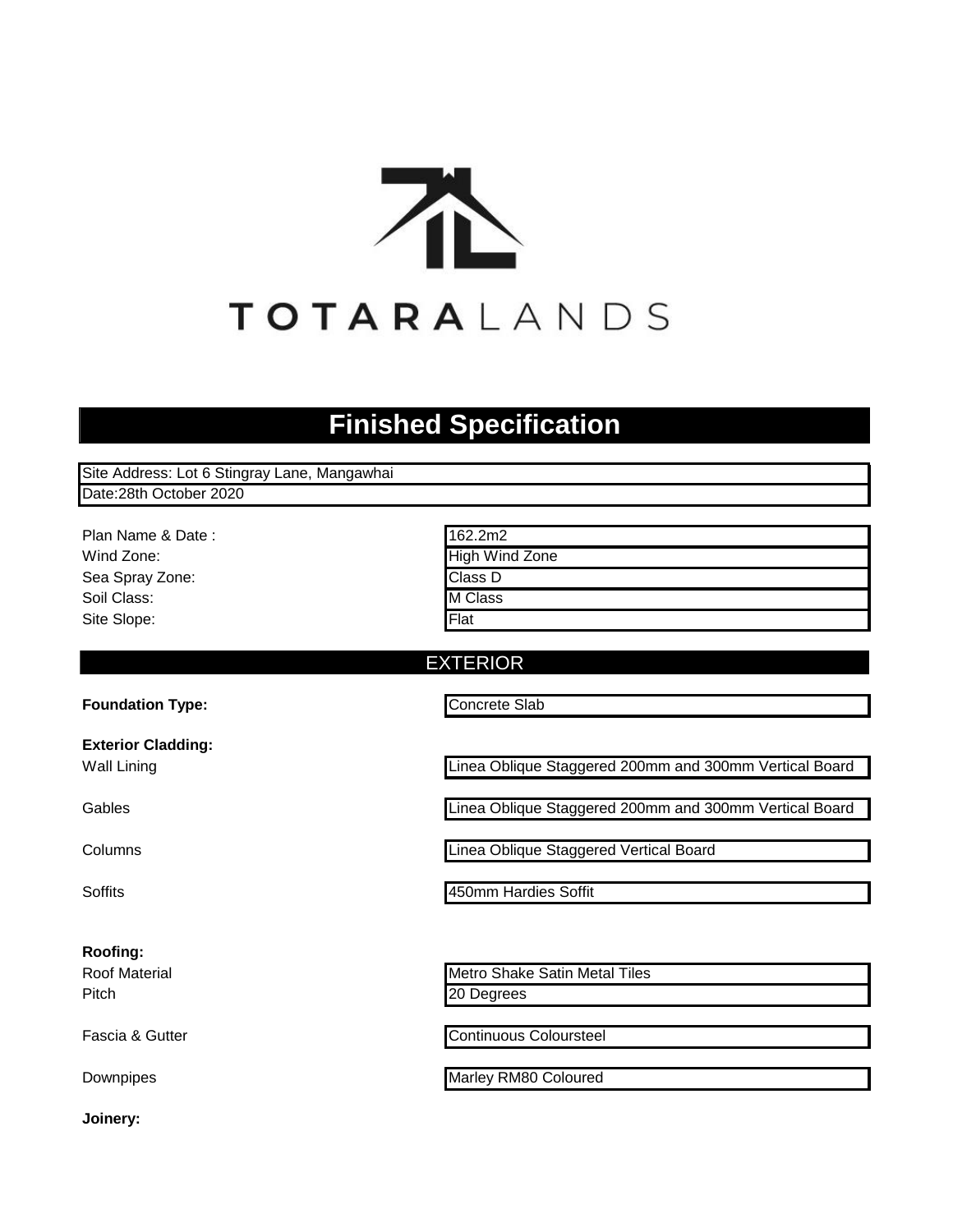TOTARALANDS

# Finished Specification

Site Address: Lot 6 Stingray Lane, Mangawhai
Date:28th October 2020

| | |
|---|---|
| Plan Name & Date : | 162.2m2 |
| Wind Zone: | High Wind Zone |
| Sea Spray Zone: | Class D |
| Soil Class: | M Class |
| Site Slope: | Flat |

## EXTERIOR

| | |
|---|---|
| **Foundation Type:** | Concrete Slab |

**Exterior Cladding:**

| | |
|---|---|
| Wall Lining | Linea Oblique Staggered 200mm and 300mm Vertical Board |
| Gables | Linea Oblique Staggered 200mm and 300mm Vertical Board |
| Columns | Linea Oblique Staggered Vertical Board |
| Soffits | 450mm Hardies Soffit |

**Roofing:**

| | |
|---|---|
| Roof Material | Metro Shake Satin Metal Tiles |
| Pitch | 20 Degrees |
| Fascia & Gutter | Continuous Coloursteel |
| Downpipes | Marley RM80 Coloured |

**Joinery:**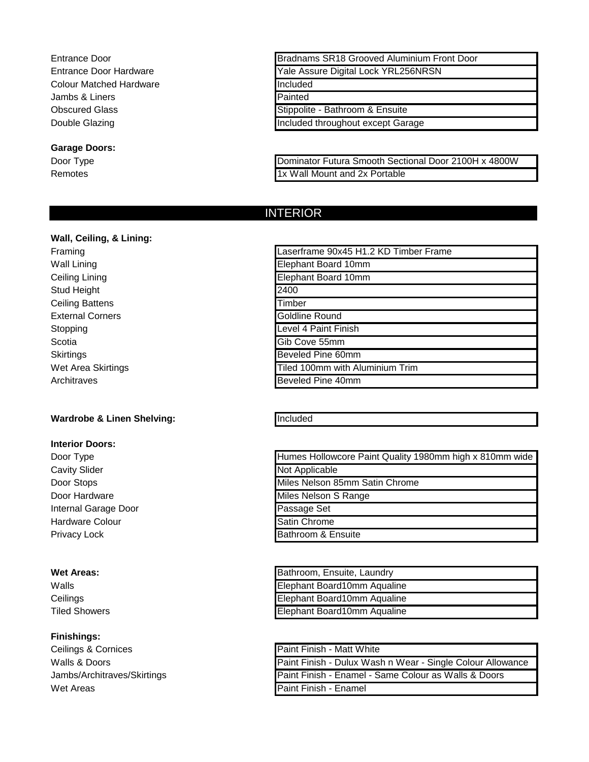| | |
|---|---|
| Entrance Door | Bradnams SR18 Grooved Aluminium Front Door |
| Entrance Door Hardware | Yale Assure Digital Lock YRL256NRSN |
| Colour Matched Hardware | Included |
| Jambs & Liners | Painted |
| Obscured Glass | Stippolite - Bathroom & Ensuite |
| Double Glazing | Included throughout except Garage |

**Garage Doors:**

| | |
|---|---|
| Door Type | Dominator Futura Smooth Sectional Door 2100H x 4800W |
| Remotes | 1x Wall Mount and 2x Portable |

## INTERIOR

**Wall, Ceiling, & Lining:**

| | |
|---|---|
| Framing | Laserframe 90x45 H1.2 KD Timber Frame |
| Wall Lining | Elephant Board 10mm |
| Ceiling Lining | Elephant Board 10mm |
| Stud Height | 2400 |
| Ceiling Battens | Timber |
| External Corners | Goldline Round |
| Stopping | Level 4 Paint Finish |
| Scotia | Gib Cove 55mm |
| Skirtings | Beveled Pine 60mm |
| Wet Area Skirtings | Tiled 100mm with Aluminium Trim |
| Architraves | Beveled Pine 40mm |

| | |
|---|---|
| **Wardrobe & Linen Shelving:** | Included |

**Interior Doors:**

| | |
|---|---|
| Door Type | Humes Hollowcore Paint Quality 1980mm high x 810mm wide |
| Cavity Slider | Not Applicable |
| Door Stops | Miles Nelson 85mm Satin Chrome |
| Door Hardware | Miles Nelson S Range |
| Internal Garage Door | Passage Set |
| Hardware Colour | Satin Chrome |
| Privacy Lock | Bathroom & Ensuite |

| | |
|---|---|
| **Wet Areas:** | Bathroom, Ensuite, Laundry |
| Walls | Elephant Board10mm Aqualine |
| Ceilings | Elephant Board10mm Aqualine |
| Tiled Showers | Elephant Board10mm Aqualine |

**Finishings:**

| | |
|---|---|
| Ceilings & Cornices | Paint Finish - Matt White |
| Walls & Doors | Paint Finish - Dulux Wash n Wear - Single Colour Allowance |
| Jambs/Architraves/Skirtings | Paint Finish - Enamel - Same Colour as Walls & Doors |
| Wet Areas | Paint Finish - Enamel |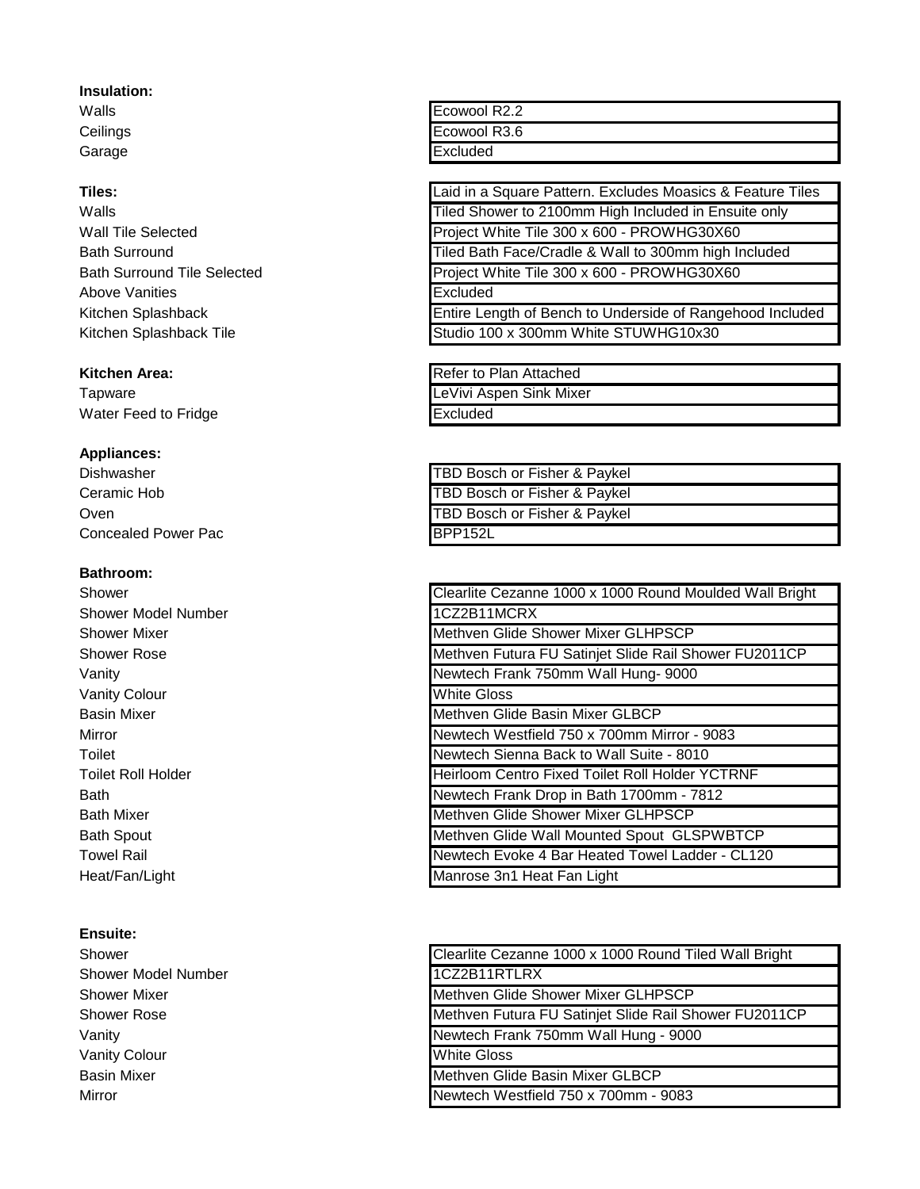**Insulation:**

| | |
|---|---|
| Walls | Ecowool R2.2 |
| Ceilings | Ecowool R3.6 |
| Garage | Excluded |

| **Tiles:** | Laid in a Square Pattern. Excludes Moasics & Feature Tiles |
|---|---|
| Walls | Tiled Shower to 2100mm High Included in Ensuite only |
| Wall Tile Selected | Project White Tile 300 x 600 - PROWHG30X60 |
| Bath Surround | Tiled Bath Face/Cradle & Wall to 300mm high Included |
| Bath Surround Tile Selected | Project White Tile 300 x 600 - PROWHG30X60 |
| Above Vanities | Excluded |
| Kitchen Splashback | Entire Length of Bench to Underside of Rangehood Included |
| Kitchen Splashback Tile | Studio 100 x 300mm White STUWHG10x30 |

| **Kitchen Area:** | Refer to Plan Attached |
|---|---|
| Tapware | LeVivi Aspen Sink Mixer |
| Water Feed to Fridge | Excluded |

**Appliances:**

| | |
|---|---|
| Dishwasher | TBD Bosch or Fisher & Paykel |
| Ceramic Hob | TBD Bosch or Fisher & Paykel |
| Oven | TBD Bosch or Fisher & Paykel |
| Concealed Power Pac | BPP152L |

**Bathroom:**

| | |
|---|---|
| Shower | Clearlite Cezanne 1000 x 1000 Round Moulded Wall Bright |
| Shower Model Number | 1CZ2B11MCRX |
| Shower Mixer | Methven Glide Shower Mixer GLHPSCP |
| Shower Rose | Methven Futura FU Satinjet Slide Rail Shower FU2011CP |
| Vanity | Newtech Frank 750mm Wall Hung- 9000 |
| Vanity Colour | White Gloss |
| Basin Mixer | Methven Glide Basin Mixer GLBCP |
| Mirror | Newtech Westfield 750 x 700mm Mirror - 9083 |
| Toilet | Newtech Sienna Back to Wall Suite - 8010 |
| Toilet Roll Holder | Heirloom Centro Fixed Toilet Roll Holder YCTRNF |
| Bath | Newtech Frank Drop in Bath 1700mm - 7812 |
| Bath Mixer | Methven Glide Shower Mixer GLHPSCP |
| Bath Spout | Methven Glide Wall Mounted Spout GLSPWBTCP |
| Towel Rail | Newtech Evoke 4 Bar Heated Towel Ladder - CL120 |
| Heat/Fan/Light | Manrose 3n1 Heat Fan Light |

**Ensuite:**

| | |
|---|---|
| Shower | Clearlite Cezanne 1000 x 1000 Round Tiled Wall Bright |
| Shower Model Number | 1CZ2B11RTLRX |
| Shower Mixer | Methven Glide Shower Mixer GLHPSCP |
| Shower Rose | Methven Futura FU Satinjet Slide Rail Shower FU2011CP |
| Vanity | Newtech Frank 750mm Wall Hung - 9000 |
| Vanity Colour | White Gloss |
| Basin Mixer | Methven Glide Basin Mixer GLBCP |
| Mirror | Newtech Westfield 750 x 700mm - 9083 |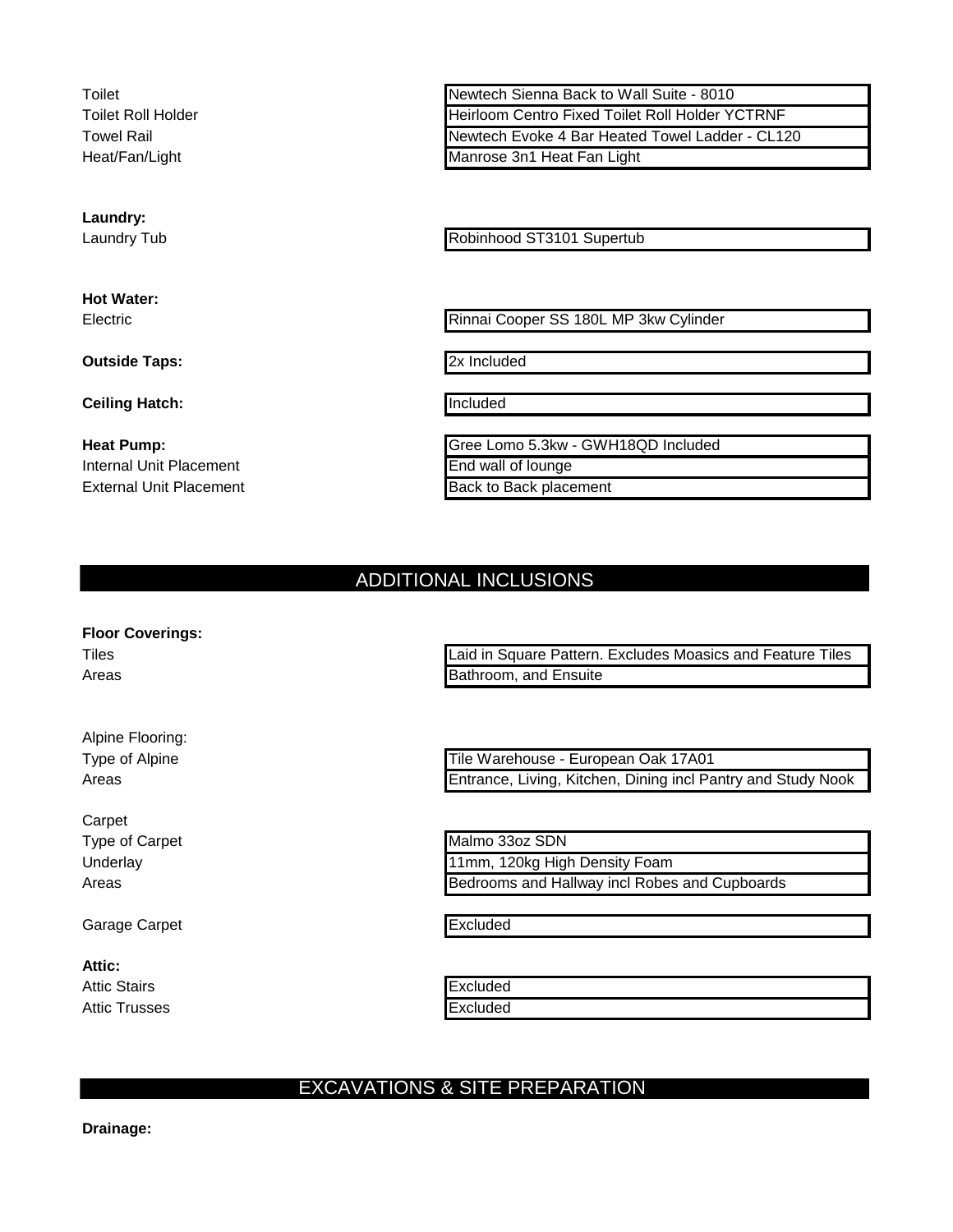| | |
|---|---|
| Toilet | Newtech Sienna Back to Wall Suite - 8010 |
| Toilet Roll Holder | Heirloom Centro Fixed Toilet Roll Holder YCTRNF |
| Towel Rail | Newtech Evoke 4 Bar Heated Towel Ladder - CL120 |
| Heat/Fan/Light | Manrose 3n1 Heat Fan Light |

**Laundry:**

| | |
|---|---|
| Laundry Tub | Robinhood ST3101 Supertub |

**Hot Water:**

| | |
|---|---|
| Electric | Rinnai Cooper SS 180L MP 3kw Cylinder |

| | |
|---|---|
| **Outside Taps:** | 2x Included |

| | |
|---|---|
| **Ceiling Hatch:** | Included |

| | |
|---|---|
| **Heat Pump:** | Gree Lomo 5.3kw - GWH18QD Included |
| Internal Unit Placement | End wall of lounge |
| External Unit Placement | Back to Back placement |

## ADDITIONAL INCLUSIONS

**Floor Coverings:**

| | |
|---|---|
| Tiles | Laid in Square Pattern. Excludes Moasics and Feature Tiles |
| Areas | Bathroom, and Ensuite |

Alpine Flooring:

| | |
|---|---|
| Type of Alpine | Tile Warehouse - European Oak 17A01 |
| Areas | Entrance, Living, Kitchen, Dining incl Pantry and Study Nook |

Carpet

| | |
|---|---|
| Type of Carpet | Malmo 33oz SDN |
| Underlay | 11mm, 120kg High Density Foam |
| Areas | Bedrooms and Hallway incl Robes and Cupboards |

| | |
|---|---|
| Garage Carpet | Excluded |

**Attic:**

| | |
|---|---|
| Attic Stairs | Excluded |
| Attic Trusses | Excluded |

## EXCAVATIONS & SITE PREPARATION

**Drainage:**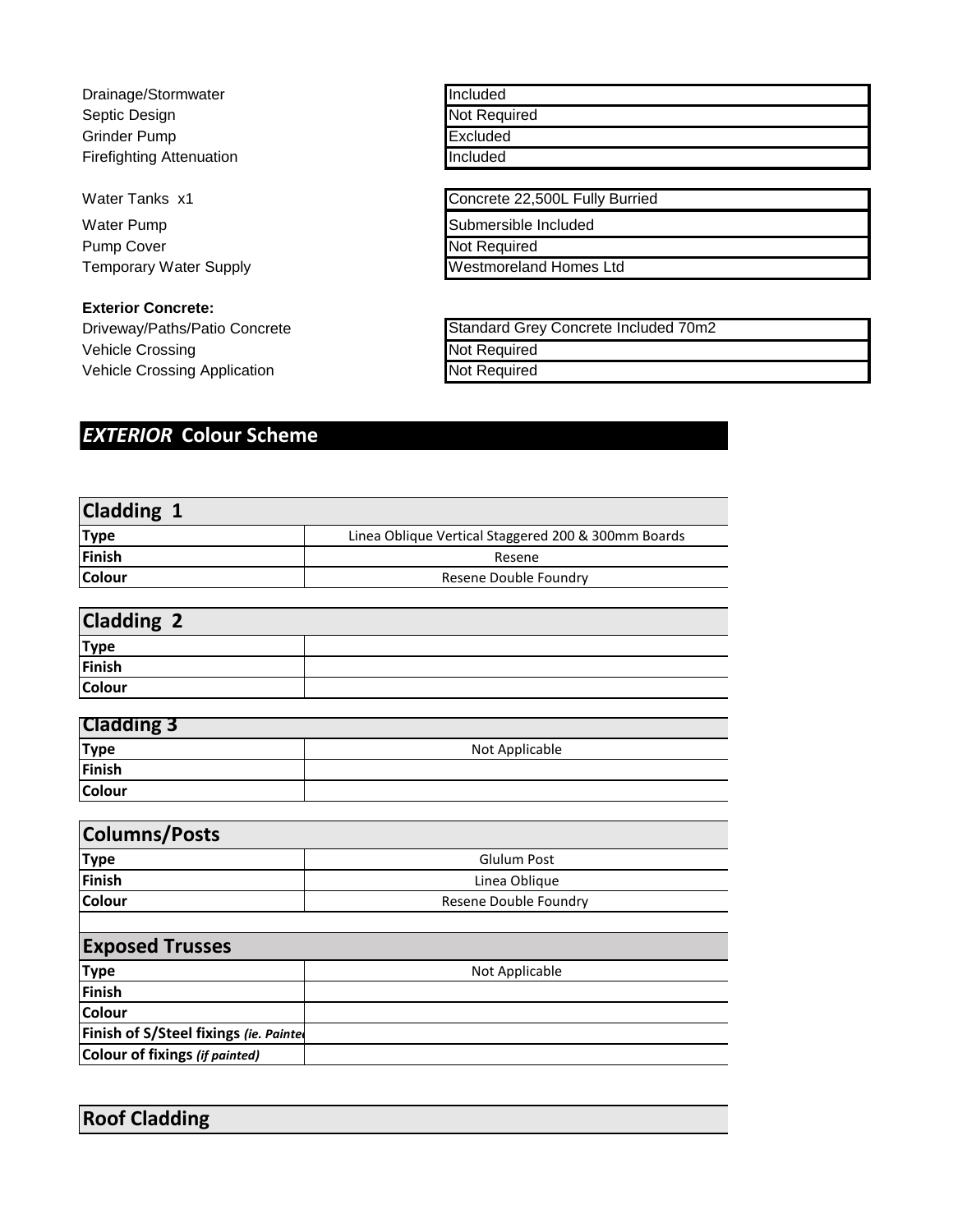| | |
|---|---|
| Drainage/Stormwater | Included |
| Septic Design | Not Required |
| Grinder Pump | Excluded |
| Firefighting Attenuation | Included |

| | |
|---|---|
| Water Tanks x1 | Concrete 22,500L Fully Burried |
| Water Pump | Submersible Included |
| Pump Cover | Not Required |
| Temporary Water Supply | Westmoreland Homes Ltd |

**Exterior Concrete:**

| | |
|---|---|
| Driveway/Paths/Patio Concrete | Standard Grey Concrete Included 70m2 |
| Vehicle Crossing | Not Required |
| Vehicle Crossing Application | Not Required |

## *EXTERIOR* Colour Scheme

| Cladding 1 | |
|---|---|
| **Type** | Linea Oblique Vertical Staggered 200 & 300mm Boards |
| **Finish** | Resene |
| **Colour** | Resene Double Foundry |

| Cladding 2 | |
|---|---|
| **Type** | |
| **Finish** | |
| **Colour** | |

| Cladding 3 | |
|---|---|
| **Type** | Not Applicable |
| **Finish** | |
| **Colour** | |

| Columns/Posts | |
|---|---|
| **Type** | Glulum Post |
| **Finish** | Linea Oblique |
| **Colour** | Resene Double Foundry |

| Exposed Trusses | |
|---|---|
| **Type** | Not Applicable |
| **Finish** | |
| **Colour** | |
| **Finish of S/Steel fixings** *(ie. Painted* | |
| **Colour of fixings** *(if painted)* | |

| Roof Cladding |
|---|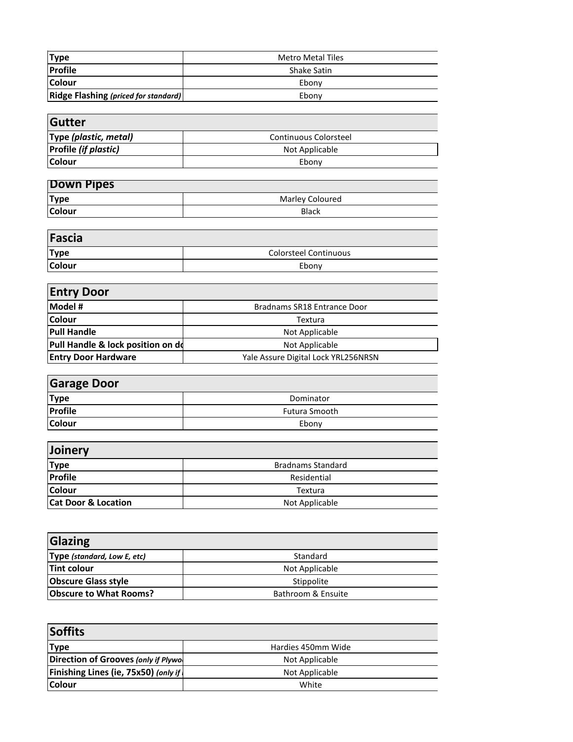| Type | Metro Metal Tiles |
|---|---|
| Profile | Shake Satin |
| Colour | Ebony |
| Ridge Flashing *(priced for standard)* | Ebony |

| Gutter | |
|---|---|
| Type *(plastic, metal)* | Continuous Colorsteel |
| Profile *(if plastic)* | Not Applicable |
| Colour | Ebony |

| Down Pipes | |
|---|---|
| Type | Marley Coloured |
| Colour | Black |

| Fascia | |
|---|---|
| Type | Colorsteel Continuous |
| Colour | Ebony |

| Entry Door | |
|---|---|
| Model # | Bradnams SR18 Entrance Door |
| Colour | Textura |
| Pull Handle | Not Applicable |
| Pull Handle & lock position on do | Not Applicable |
| Entry Door Hardware | Yale Assure Digital Lock YRL256NRSN |

| Garage Door | |
|---|---|
| Type | Dominator |
| Profile | Futura Smooth |
| Colour | Ebony |

| Joinery | |
|---|---|
| Type | Bradnams Standard |
| Profile | Residential |
| Colour | Textura |
| Cat Door & Location | Not Applicable |

| Glazing | |
|---|---|
| Type *(standard, Low E, etc)* | Standard |
| Tint colour | Not Applicable |
| Obscure Glass style | Stippolite |
| Obscure to What Rooms? | Bathroom & Ensuite |

| Soffits | |
|---|---|
| Type | Hardies 450mm Wide |
| Direction of Grooves *(only if Plywo* | Not Applicable |
| Finishing Lines (ie, 75x50) *(only if* | Not Applicable |
| Colour | White |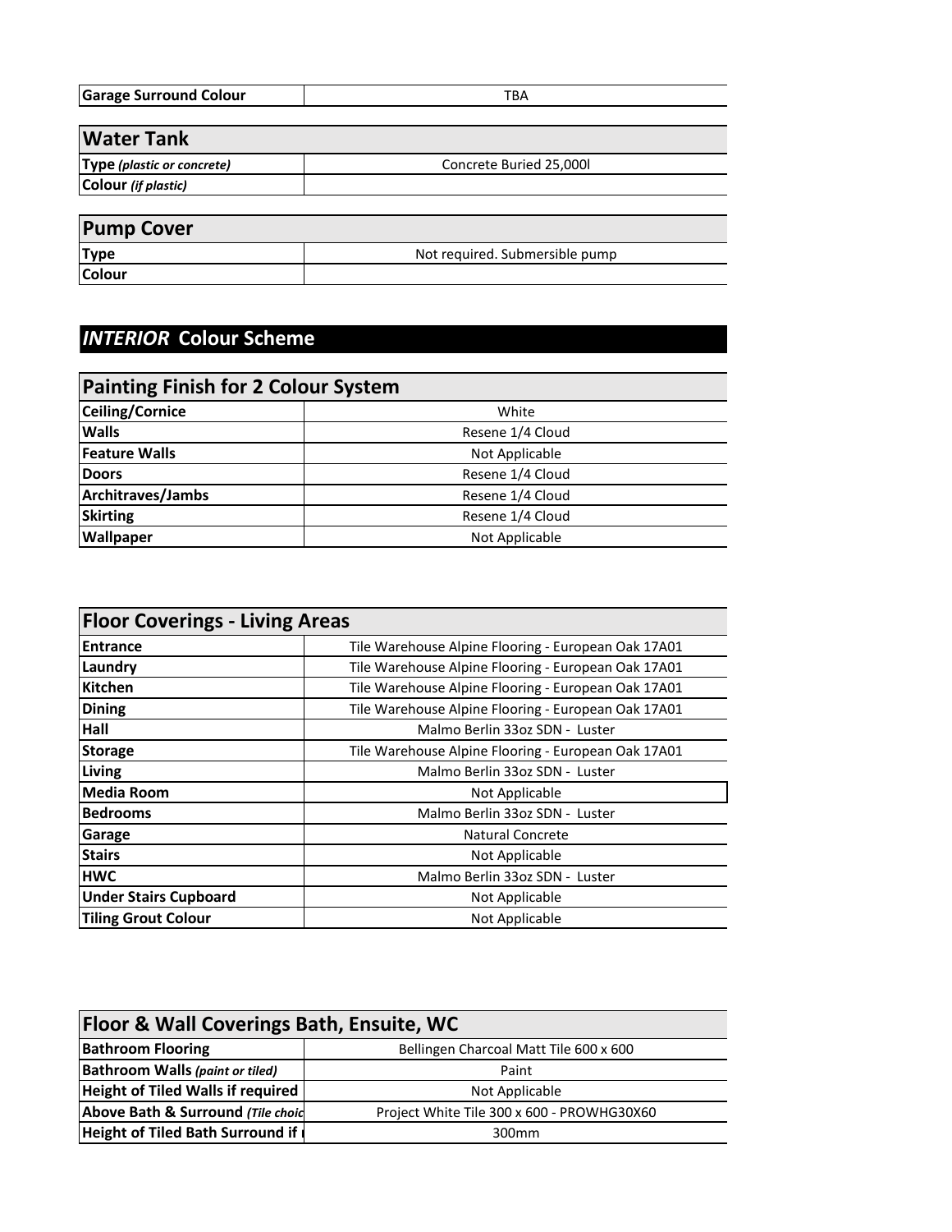| Garage Surround Colour | TBA |
|---|---|

| Water Tank | |
|---|---|
| Type *(plastic or concrete)* | Concrete Buried 25,000l |
| Colour *(if plastic)* | |

| Pump Cover | |
|---|---|
| Type | Not required. Submersible pump |
| Colour | |

## *INTERIOR* Colour Scheme

| Painting Finish for 2 Colour System | |
|---|---|
| Ceiling/Cornice | White |
| Walls | Resene 1/4 Cloud |
| Feature Walls | Not Applicable |
| Doors | Resene 1/4 Cloud |
| Architraves/Jambs | Resene 1/4 Cloud |
| Skirting | Resene 1/4 Cloud |
| Wallpaper | Not Applicable |

| Floor Coverings - Living Areas | |
|---|---|
| Entrance | Tile Warehouse Alpine Flooring - European Oak 17A01 |
| Laundry | Tile Warehouse Alpine Flooring - European Oak 17A01 |
| Kitchen | Tile Warehouse Alpine Flooring - European Oak 17A01 |
| Dining | Tile Warehouse Alpine Flooring - European Oak 17A01 |
| Hall | Malmo Berlin 33oz SDN - Luster |
| Storage | Tile Warehouse Alpine Flooring - European Oak 17A01 |
| Living | Malmo Berlin 33oz SDN - Luster |
| Media Room | Not Applicable |
| Bedrooms | Malmo Berlin 33oz SDN - Luster |
| Garage | Natural Concrete |
| Stairs | Not Applicable |
| HWC | Malmo Berlin 33oz SDN - Luster |
| Under Stairs Cupboard | Not Applicable |
| Tiling Grout Colour | Not Applicable |

| Floor & Wall Coverings Bath, Ensuite, WC | |
|---|---|
| Bathroom Flooring | Bellingen Charcoal Matt Tile 600 x 600 |
| Bathroom Walls *(paint or tiled)* | Paint |
| Height of Tiled Walls if required | Not Applicable |
| Above Bath & Surround *(Tile choic* | Project White Tile 300 x 600 - PROWHG30X60 |
| Height of Tiled Bath Surround if r | 300mm |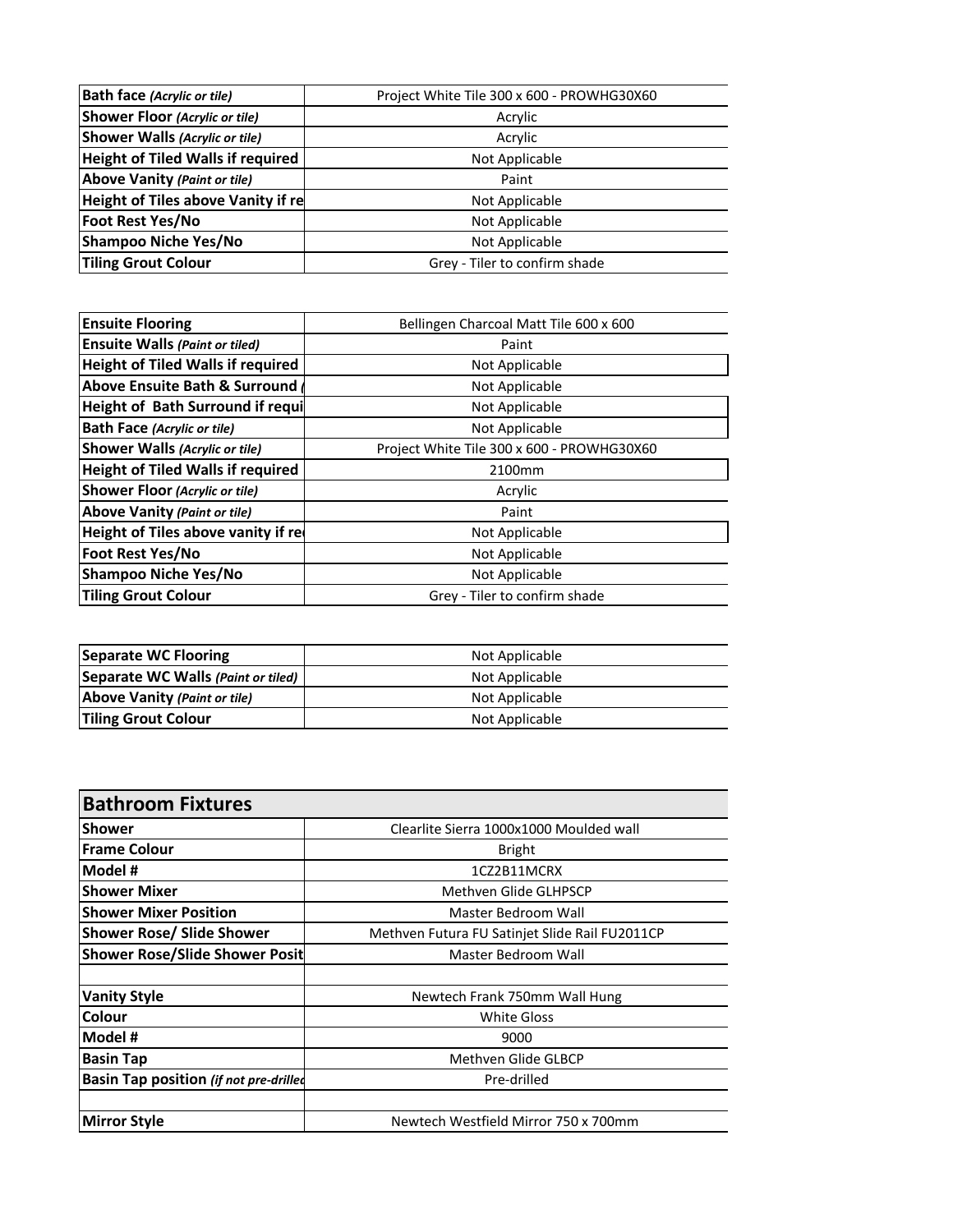| Bath face *(Acrylic or tile)* | Project White Tile 300 x 600 - PROWHG30X60 |
|---|---|
| **Shower Floor** *(Acrylic or tile)* | Acrylic |
| **Shower Walls** *(Acrylic or tile)* | Acrylic |
| **Height of Tiled Walls if required** | Not Applicable |
| **Above Vanity** *(Paint or tile)* | Paint |
| **Height of Tiles above Vanity if re** | Not Applicable |
| **Foot Rest Yes/No** | Not Applicable |
| **Shampoo Niche Yes/No** | Not Applicable |
| **Tiling Grout Colour** | Grey - Tiler to confirm shade |

| Ensuite Flooring | Bellingen Charcoal Matt Tile 600 x 600 |
|---|---|
| **Ensuite Walls** *(Paint or tiled)* | Paint |
| **Height of Tiled Walls if required** | Not Applicable |
| **Above Ensuite Bath & Surround (** | Not Applicable |
| **Height of Bath Surround if requi** | Not Applicable |
| **Bath Face** *(Acrylic or tile)* | Not Applicable |
| **Shower Walls** *(Acrylic or tile)* | Project White Tile 300 x 600 - PROWHG30X60 |
| **Height of Tiled Walls if required** | 2100mm |
| **Shower Floor** *(Acrylic or tile)* | Acrylic |
| **Above Vanity** *(Paint or tile)* | Paint |
| **Height of Tiles above vanity if re** | Not Applicable |
| **Foot Rest Yes/No** | Not Applicable |
| **Shampoo Niche Yes/No** | Not Applicable |
| **Tiling Grout Colour** | Grey - Tiler to confirm shade |

| Separate WC Flooring | Not Applicable |
|---|---|
| **Separate WC Walls** *(Paint or tiled)* | Not Applicable |
| **Above Vanity** *(Paint or tile)* | Not Applicable |
| **Tiling Grout Colour** | Not Applicable |

| Bathroom Fixtures | |
|---|---|
| **Shower** | Clearlite Sierra 1000x1000 Moulded wall |
| **Frame Colour** | Bright |
| **Model #** | 1CZ2B11MCRX |
| **Shower Mixer** | Methven Glide GLHPSCP |
| **Shower Mixer Position** | Master Bedroom Wall |
| **Shower Rose/ Slide Shower** | Methven Futura FU Satinjet Slide Rail FU2011CP |
| **Shower Rose/Slide Shower Posit** | Master Bedroom Wall |
| | |
| **Vanity Style** | Newtech Frank 750mm Wall Hung |
| **Colour** | White Gloss |
| **Model #** | 9000 |
| **Basin Tap** | Methven Glide GLBCP |
| **Basin Tap position** *(if not pre-drilled* | Pre-drilled |
| | |
| **Mirror Style** | Newtech Westfield Mirror 750 x 700mm |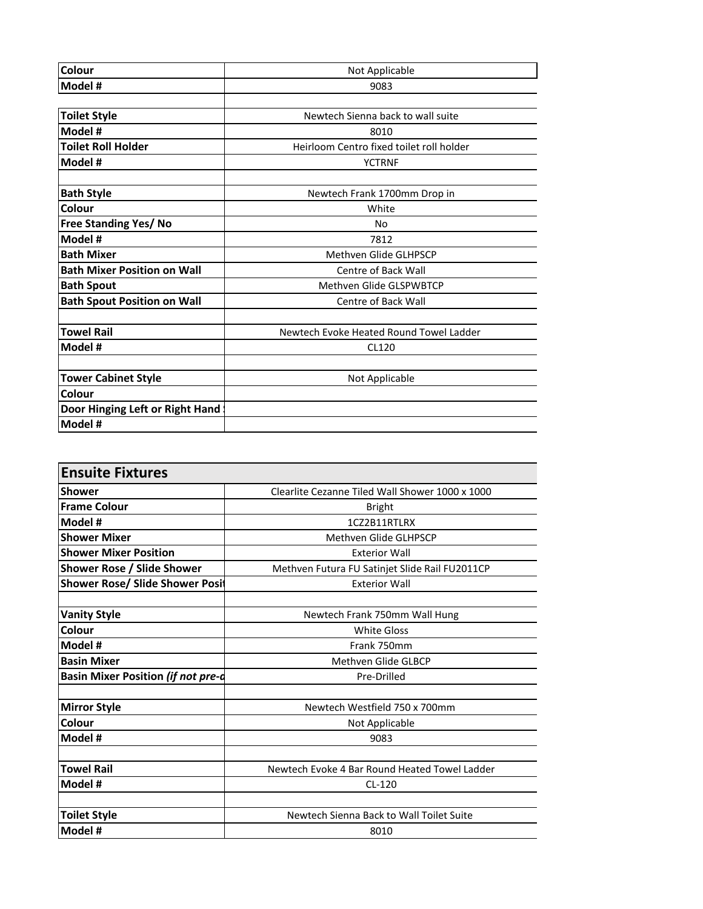| Colour | Not Applicable |
| --- | --- |
| Model # | 9083 |
| | |
| Toilet Style | Newtech Sienna back to wall suite |
| Model # | 8010 |
| Toilet Roll Holder | Heirloom Centro fixed toilet roll holder |
| Model # | YCTRNF |
| | |
| Bath Style | Newtech Frank 1700mm Drop in |
| Colour | White |
| Free Standing Yes/ No | No |
| Model # | 7812 |
| Bath Mixer | Methven Glide GLHPSCP |
| Bath Mixer Position on Wall | Centre of Back Wall |
| Bath Spout | Methven Glide GLSPWBTCP |
| Bath Spout Position on Wall | Centre of Back Wall |
| | |
| Towel Rail | Newtech Evoke Heated Round Towel Ladder |
| Model # | CL120 |
| | |
| Tower Cabinet Style | Not Applicable |
| Colour | |
| Door Hinging Left or Right Hand | |
| Model # | |

| Ensuite Fixtures | |
| --- | --- |
| Shower | Clearlite Cezanne Tiled Wall Shower 1000 x 1000 |
| Frame Colour | Bright |
| Model # | 1CZ2B11RTLRX |
| Shower Mixer | Methven Glide GLHPSCP |
| Shower Mixer Position | Exterior Wall |
| Shower Rose / Slide Shower | Methven Futura FU Satinjet Slide Rail FU2011CP |
| Shower Rose/ Slide Shower Posit | Exterior Wall |
| | |
| Vanity Style | Newtech Frank 750mm Wall Hung |
| Colour | White Gloss |
| Model # | Frank 750mm |
| Basin Mixer | Methven Glide GLBCP |
| Basin Mixer Position *(if not pre-d* | Pre-Drilled |
| | |
| Mirror Style | Newtech Westfield 750 x 700mm |
| Colour | Not Applicable |
| Model # | 9083 |
| | |
| Towel Rail | Newtech Evoke 4 Bar Round Heated Towel Ladder |
| Model # | CL-120 |
| | |
| Toilet Style | Newtech Sienna Back to Wall Toilet Suite |
| Model # | 8010 |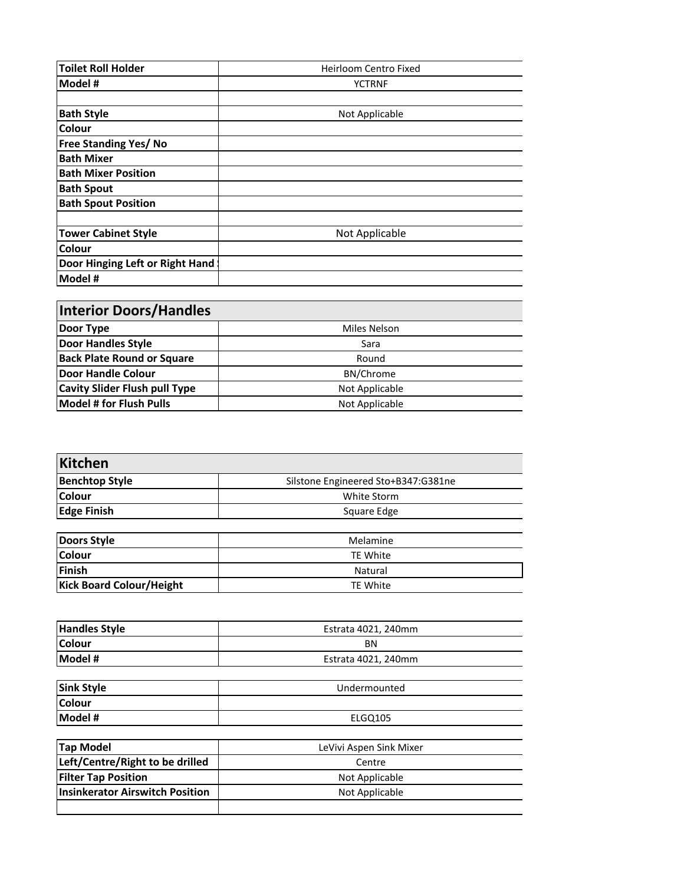| | |
|---|---|
| **Toilet Roll Holder** | Heirloom Centro Fixed |
| **Model #** | YCTRNF |
| | |
| **Bath Style** | Not Applicable |
| **Colour** | |
| **Free Standing Yes/ No** | |
| **Bath Mixer** | |
| **Bath Mixer Position** | |
| **Bath Spout** | |
| **Bath Spout Position** | |
| | |
| **Tower Cabinet Style** | Not Applicable |
| **Colour** | |
| **Door Hinging Left or Right Hand** | |
| **Model #** | |

## Interior Doors/Handles

| | |
|---|---|
| **Door Type** | Miles Nelson |
| **Door Handles Style** | Sara |
| **Back Plate Round or Square** | Round |
| **Door Handle Colour** | BN/Chrome |
| **Cavity Slider Flush pull Type** | Not Applicable |
| **Model # for Flush Pulls** | Not Applicable |

## Kitchen

| | |
|---|---|
| **Benchtop Style** | Silstone Engineered Sto+B347:G381ne |
| **Colour** | White Storm |
| **Edge Finish** | Square Edge |

| | |
|---|---|
| **Doors Style** | Melamine |
| **Colour** | TE White |
| **Finish** | Natural |
| **Kick Board Colour/Height** | TE White |

| | |
|---|---|
| **Handles Style** | Estrata 4021, 240mm |
| **Colour** | BN |
| **Model #** | Estrata 4021, 240mm |

| | |
|---|---|
| **Sink Style** | Undermounted |
| **Colour** | |
| **Model #** | ELGQ105 |

| | |
|---|---|
| **Tap Model** | LeVivi Aspen Sink Mixer |
| **Left/Centre/Right to be drilled** | Centre |
| **Filter Tap Position** | Not Applicable |
| **Insinkerator Airswitch Position** | Not Applicable |
| | |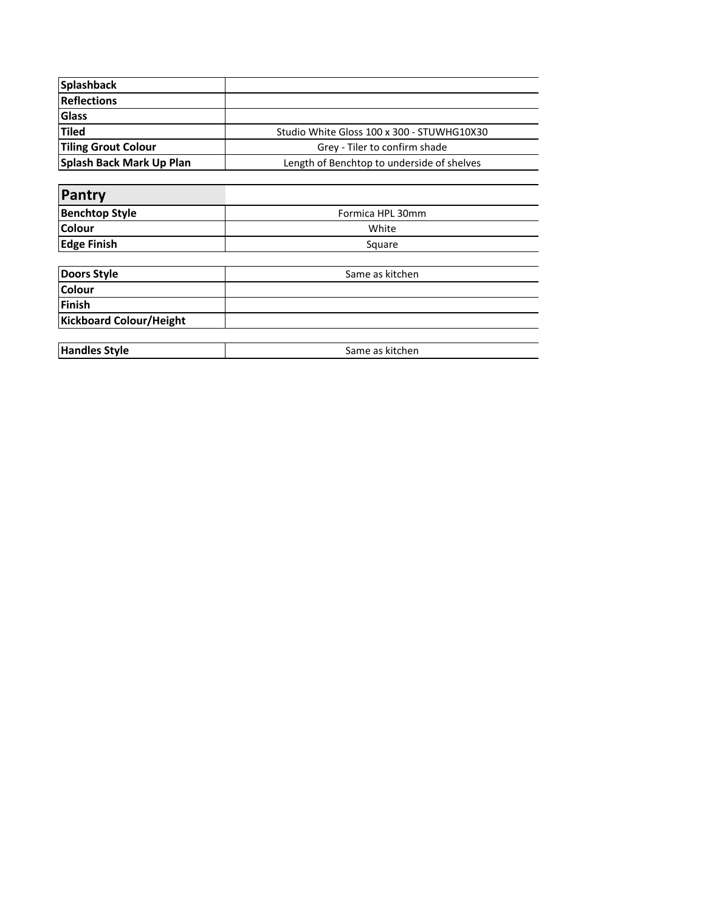| | |
|---|---|
| **Splashback** | |
| **Reflections** | |
| **Glass** | |
| **Tiled** | Studio White Gloss 100 x 300 - STUWHG10X30 |
| **Tiling Grout Colour** | Grey - Tiler to confirm shade |
| **Splash Back Mark Up Plan** | Length of Benchtop to underside of shelves |

| **Pantry** | |
|---|---|
| **Benchtop Style** | Formica HPL 30mm |
| **Colour** | White |
| **Edge Finish** | Square |

| | |
|---|---|
| **Doors Style** | Same as kitchen |
| **Colour** | |
| **Finish** | |
| **Kickboard Colour/Height** | |

| | |
|---|---|
| **Handles Style** | Same as kitchen |